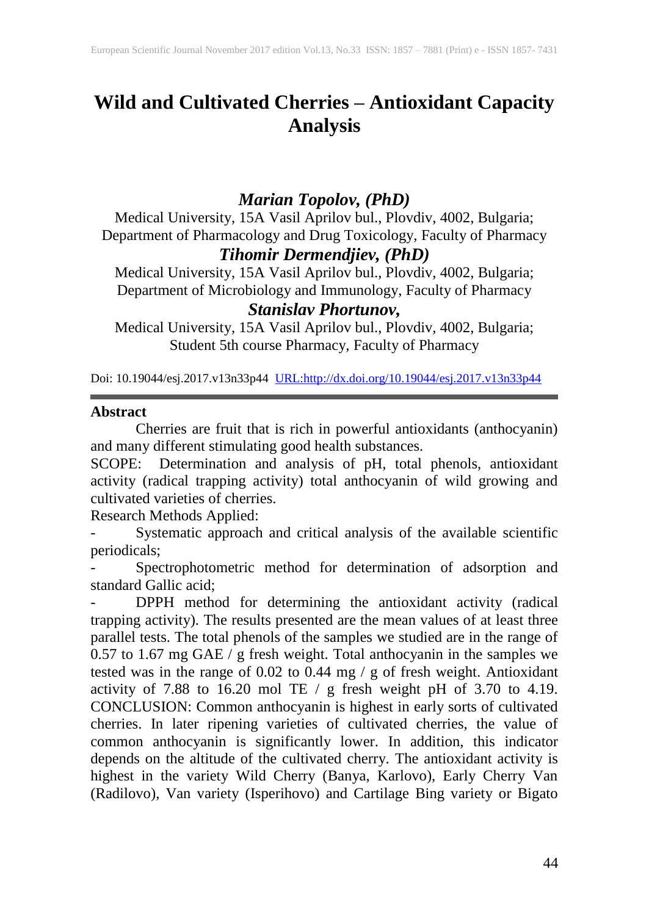# Wild and Cultivated Cherries – Antioxidant Capacity Analysis

***Marian Topolov, (PhD)***

Medical University, 15A Vasil Aprilov bul., Plovdiv, 4002, Bulgaria;
Department of Pharmacology and Drug Toxicology, Faculty of Pharmacy

***Tihomir Dermendjiev, (PhD)***

Medical University, 15A Vasil Aprilov bul., Plovdiv, 4002, Bulgaria;
Department of Microbiology and Immunology, Faculty of Pharmacy

***Stanislav Phortunov,***

Medical University, 15A Vasil Aprilov bul., Plovdiv, 4002, Bulgaria;
Student 5th course Pharmacy, Faculty of Pharmacy

Doi: 10.19044/esj.2017.v13n33p44 URL:http://dx.doi.org/10.19044/esj.2017.v13n33p44

---

## Abstract

Cherries are fruit that is rich in powerful antioxidants (anthocyanin) and many different stimulating good health substances.

SCOPE: Determination and analysis of pH, total phenols, antioxidant activity (radical trapping activity) total anthocyanin of wild growing and cultivated varieties of cherries.

Research Methods Applied:

- Systematic approach and critical analysis of the available scientific periodicals;
- Spectrophotometric method for determination of adsorption and standard Gallic acid;
- DPPH method for determining the antioxidant activity (radical trapping activity). The results presented are the mean values of at least three parallel tests. The total phenols of the samples we studied are in the range of 0.57 to 1.67 mg GAE / g fresh weight. Total anthocyanin in the samples we tested was in the range of 0.02 to 0.44 mg / g of fresh weight. Antioxidant activity of 7.88 to 16.20 mol TE / g fresh weight pH of 3.70 to 4.19.

CONCLUSION: Common anthocyanin is highest in early sorts of cultivated cherries. In later ripening varieties of cultivated cherries, the value of common anthocyanin is significantly lower. In addition, this indicator depends on the altitude of the cultivated cherry. The antioxidant activity is highest in the variety Wild Cherry (Banya, Karlovo), Early Cherry Van (Radilovo), Van variety (Isperihovo) and Cartilage Bing variety or Bigato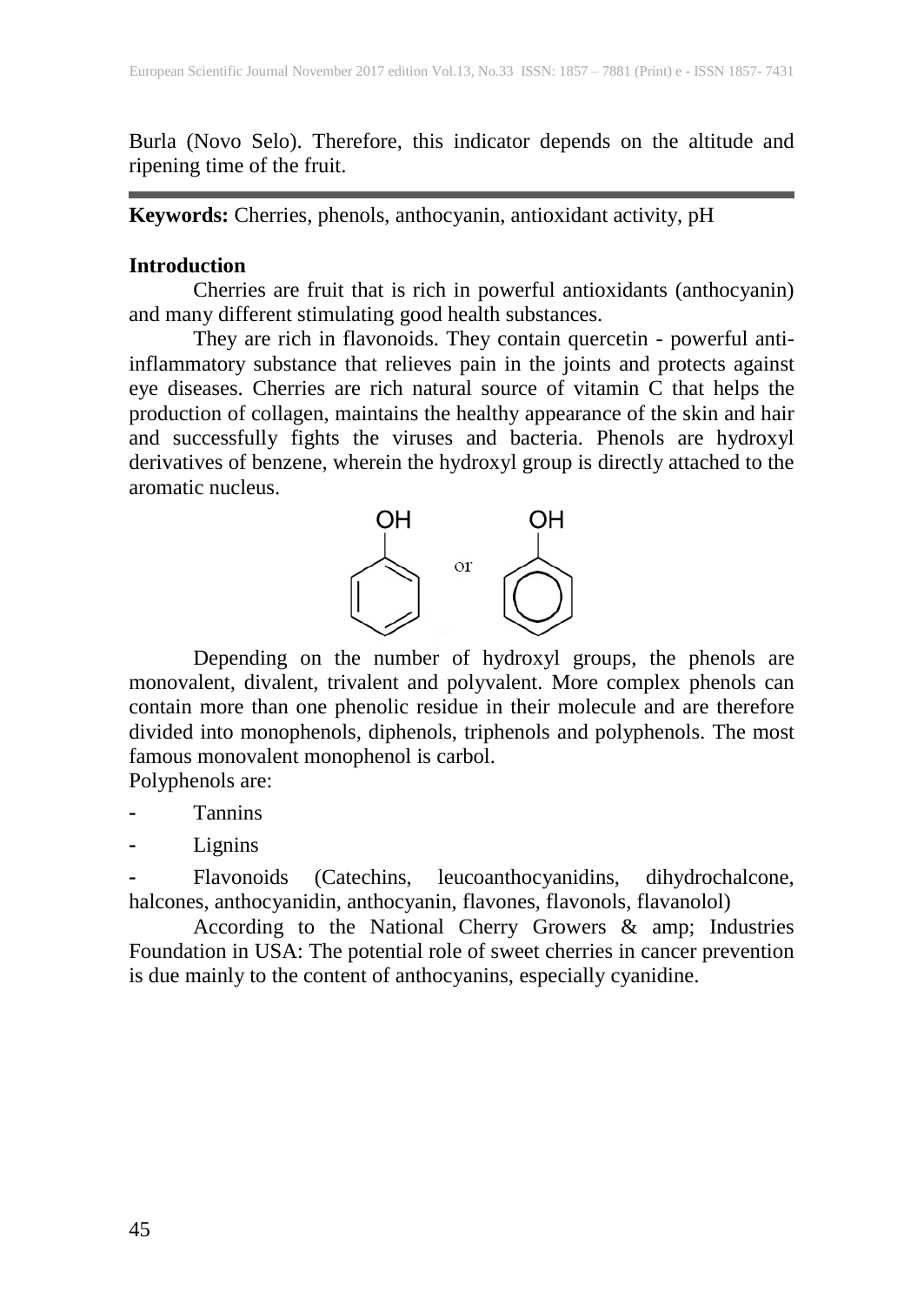Burla (Novo Selo). Therefore, this indicator depends on the altitude and ripening time of the fruit.

**Keywords:** Cherries, phenols, anthocyanin, antioxidant activity, pH

## Introduction

Cherries are fruit that is rich in powerful antioxidants (anthocyanin) and many different stimulating good health substances.

They are rich in flavonoids. They contain quercetin - powerful anti-inflammatory substance that relieves pain in the joints and protects against eye diseases. Cherries are rich natural source of vitamin C that helps the production of collagen, maintains the healthy appearance of the skin and hair and successfully fights the viruses and bacteria. Phenols are hydroxyl derivatives of benzene, wherein the hydroxyl group is directly attached to the aromatic nucleus.

OH or OH

Depending on the number of hydroxyl groups, the phenols are monovalent, divalent, trivalent and polyvalent. More complex phenols can contain more than one phenolic residue in their molecule and are therefore divided into monophenols, diphenols, triphenols and polyphenols. The most famous monovalent monophenol is carbol.

Polyphenols are:

- Tannins
- Lignins
- Flavonoids (Catechins, leucoanthocyanidins, dihydrochalcone, halcones, anthocyanidin, anthocyanin, flavones, flavonols, flavanolol)

According to the National Cherry Growers & amp; Industries Foundation in USA: The potential role of sweet cherries in cancer prevention is due mainly to the content of anthocyanins, especially cyanidine.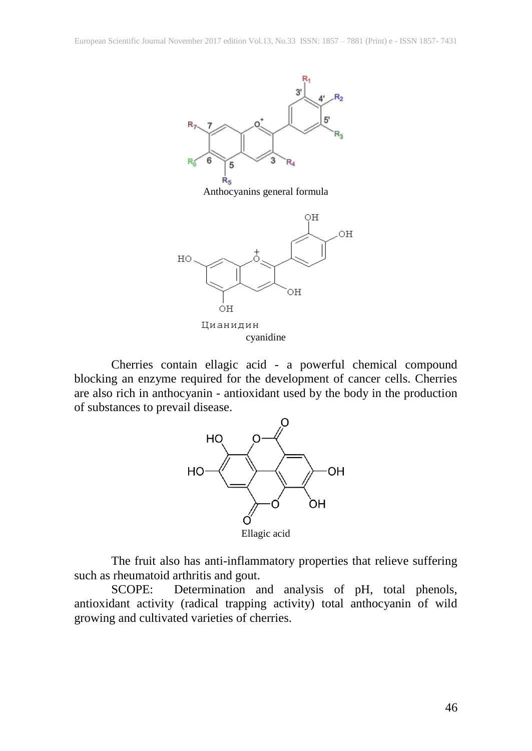Anthocyanins general formula

Цианидин
cyanidine

Cherries contain ellagic acid - a powerful chemical compound blocking an enzyme required for the development of cancer cells. Cherries are also rich in anthocyanin - antioxidant used by the body in the production of substances to prevail disease.

Ellagic acid

The fruit also has anti-inflammatory properties that relieve suffering such as rheumatoid arthritis and gout.

SCOPE: Determination and analysis of pH, total phenols, antioxidant activity (radical trapping activity) total anthocyanin of wild growing and cultivated varieties of cherries.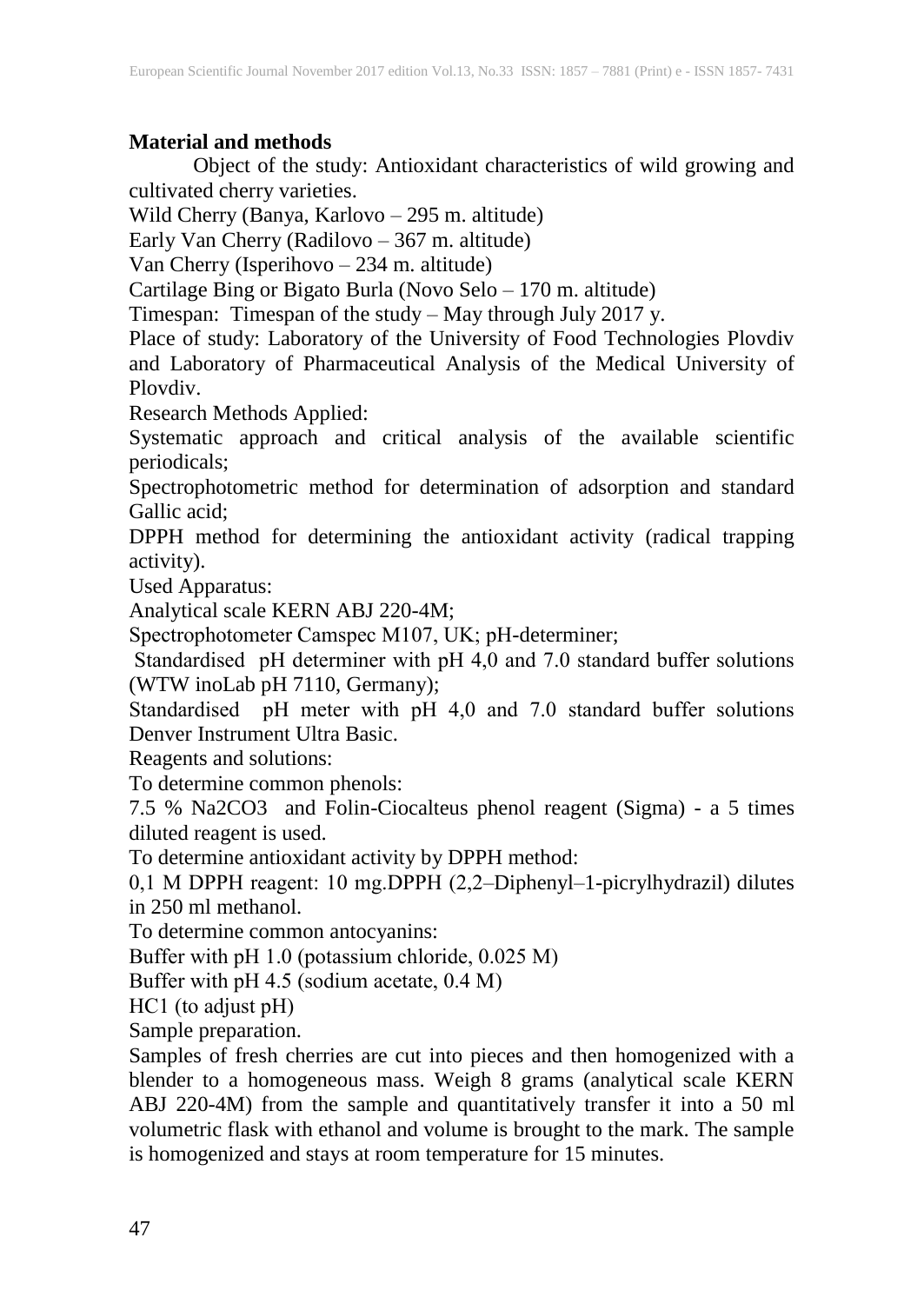## Material and methods

Object of the study: Antioxidant characteristics of wild growing and cultivated cherry varieties.

Wild Cherry (Banya, Karlovo – 295 m. altitude)

Early Van Cherry (Radilovo – 367 m. altitude)

Van Cherry (Isperihovo – 234 m. altitude)

Cartilage Bing or Bigato Burla (Novo Selo – 170 m. altitude)

Timespan: Timespan of the study – May through July 2017 y.

Place of study: Laboratory of the University of Food Technologies Plovdiv and Laboratory of Pharmaceutical Analysis of the Medical University of Plovdiv.

Research Methods Applied:

Systematic approach and critical analysis of the available scientific periodicals;

Spectrophotometric method for determination of adsorption and standard Gallic acid;

DPPH method for determining the antioxidant activity (radical trapping activity).

Used Apparatus:

Analytical scale KERN ABJ 220-4M;

Spectrophotometer Camspec M107, UK; pH-determiner;

Standardised pH determiner with pH 4,0 and 7.0 standard buffer solutions (WTW inoLab pH 7110, Germany);

Standardised pH meter with pH 4,0 and 7.0 standard buffer solutions Denver Instrument Ultra Basic.

Reagents and solutions:

To determine common phenols:

7.5 % $Na_2CO_3$ and Folin-Ciocalteus phenol reagent (Sigma) - a 5 times diluted reagent is used.

To determine antioxidant activity by DPPH method:

0,1 M DPPH reagent: 10 mg.DPPH (2,2–Diphenyl–1-picrylhydrazil) dilutes in 250 ml methanol.

To determine common antocyanins:

Buffer with pH 1.0 (potassium chloride, 0.025 M)

Buffer with pH 4.5 (sodium acetate, 0.4 M)

HC1 (to adjust pH)

Sample preparation.

Samples of fresh cherries are cut into pieces and then homogenized with a blender to a homogeneous mass. Weigh 8 grams (analytical scale KERN ABJ 220-4M) from the sample and quantitatively transfer it into a 50 ml volumetric flask with ethanol and volume is brought to the mark. The sample is homogenized and stays at room temperature for 15 minutes.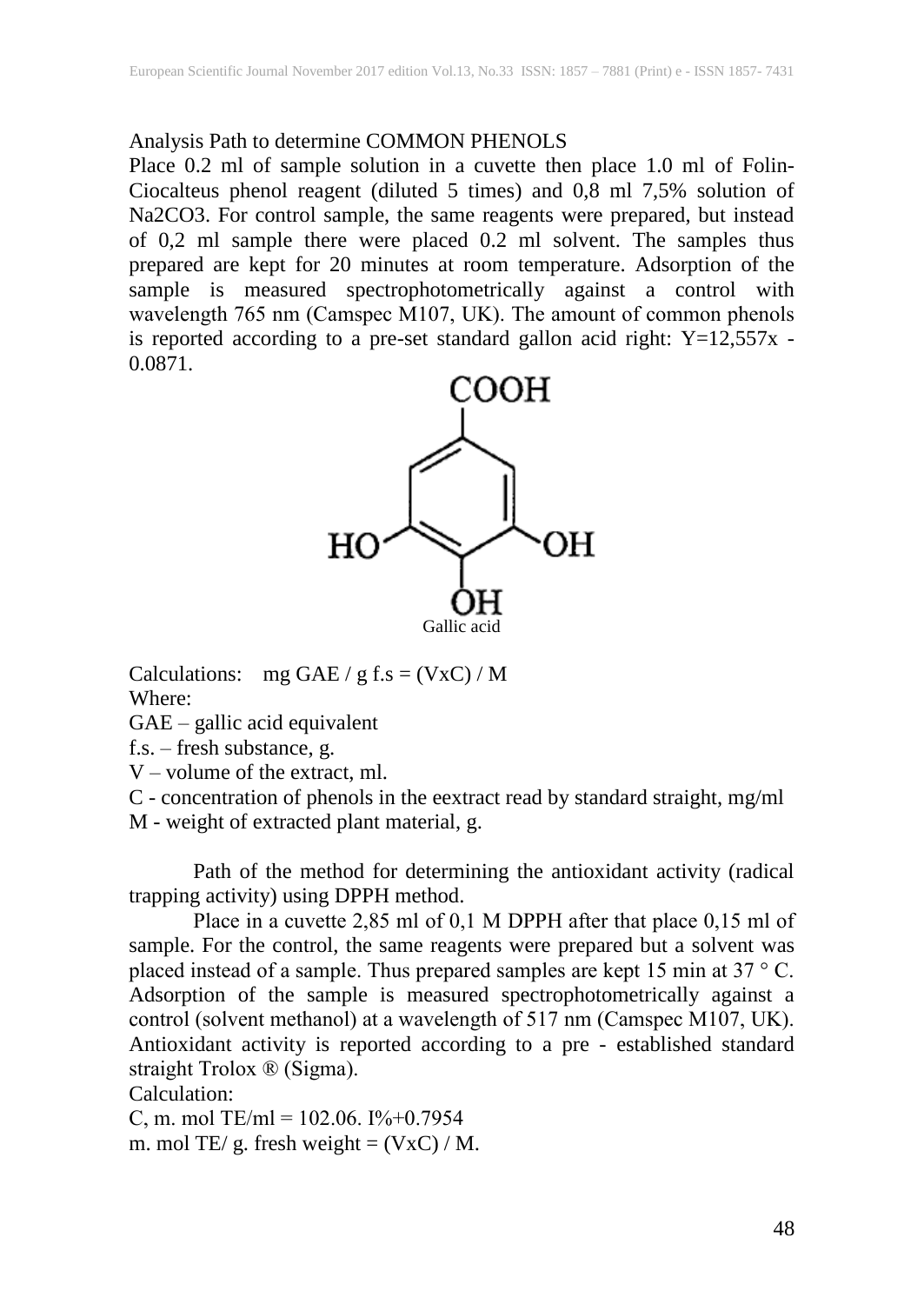Analysis Path to determine COMMON PHENOLS

Place 0.2 ml of sample solution in a cuvette then place 1.0 ml of Folin-Ciocalteus phenol reagent (diluted 5 times) and 0,8 ml 7,5% solution of $Na_2CO_3$. For control sample, the same reagents were prepared, but instead of 0,2 ml sample there were placed 0.2 ml solvent. The samples thus prepared are kept for 20 minutes at room temperature. Adsorption of the sample is measured spectrophotometrically against a control with wavelength 765 nm (Camspec M107, UK). The amount of common phenols is reported according to a pre-set standard gallon acid right: Y=12,557x - 0.0871.

Gallic acid

Calculations: mg GAE / g f.s = (VxC) / M

Where:

GAE – gallic acid equivalent

f.s. – fresh substance, g.

V – volume of the extract, ml.

C - concentration of phenols in the eextract read by standard straight, mg/ml

M - weight of extracted plant material, g.

Path of the method for determining the antioxidant activity (radical trapping activity) using DPPH method.

Place in a cuvette 2,85 ml of 0,1 M DPPH after that place 0,15 ml of sample. For the control, the same reagents were prepared but a solvent was placed instead of a sample. Thus prepared samples are kept 15 min at 37 ° C. Adsorption of the sample is measured spectrophotometrically against a control (solvent methanol) at a wavelength of 517 nm (Camspec M107, UK). Antioxidant activity is reported according to a pre - established standard straight Trolox ® (Sigma).

Calculation:

C, m. mol TE/ml = 102.06. I%+0.7954

m. mol TE/ g. fresh weight = (VxC) / M.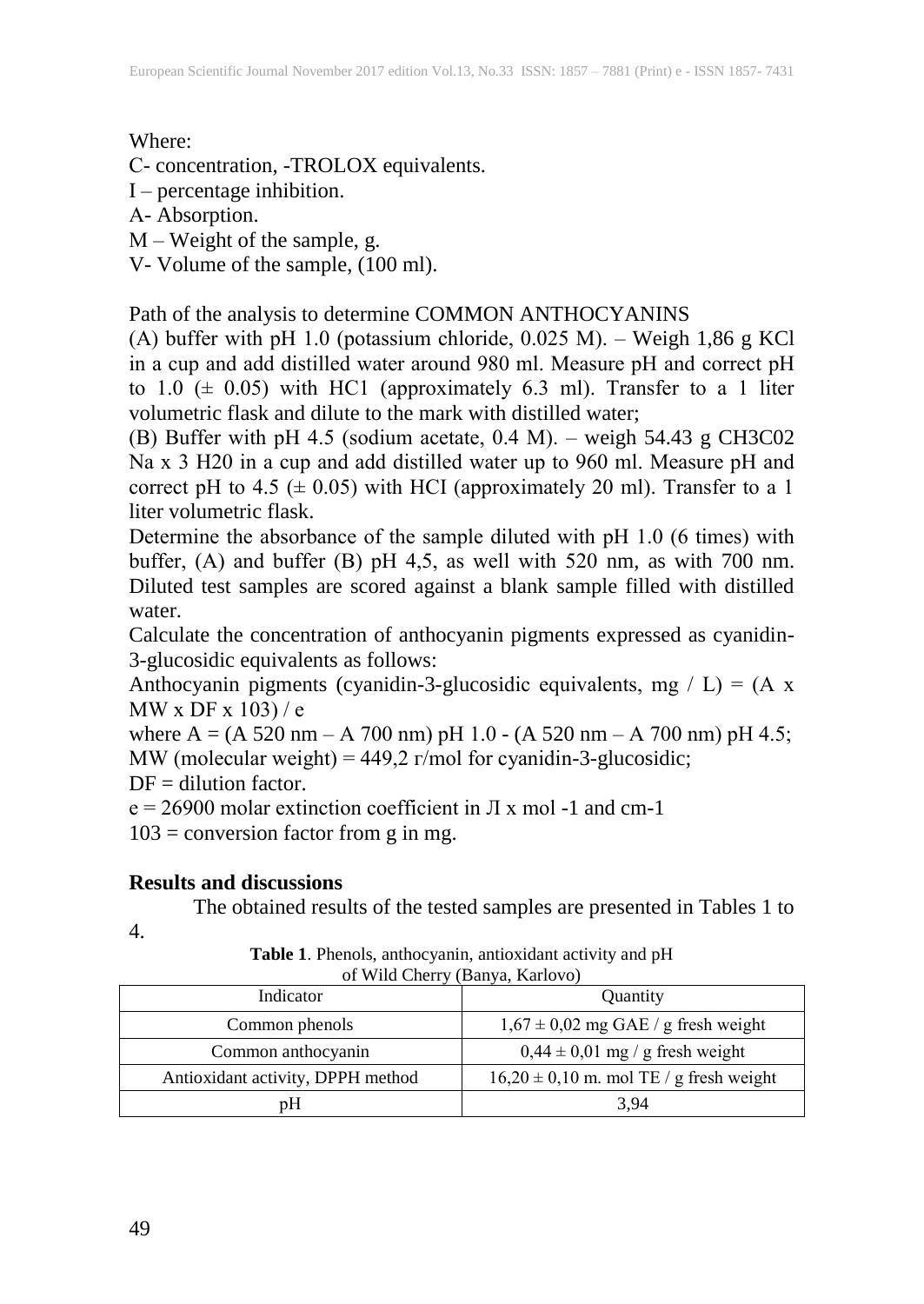Where:

C- concentration, -TROLOX equivalents.

I – percentage inhibition.

A- Absorption.

M – Weight of the sample, g.

V- Volume of the sample, (100 ml).

Path of the analysis to determine COMMON ANTHOCYANINS

(A) buffer with pH 1.0 (potassium chloride, 0.025 M). – Weigh 1,86 g KCl in a cup and add distilled water around 980 ml. Measure pH and correct pH to 1.0 (± 0.05) with HC1 (approximately 6.3 ml). Transfer to a 1 liter volumetric flask and dilute to the mark with distilled water;

(B) Buffer with pH 4.5 (sodium acetate, 0.4 M). – weigh 54.43 g CH3C02 Na x 3 H20 in a cup and add distilled water up to 960 ml. Measure pH and correct pH to 4.5 (± 0.05) with HCI (approximately 20 ml). Transfer to a 1 liter volumetric flask.

Determine the absorbance of the sample diluted with pH 1.0 (6 times) with buffer, (A) and buffer (B) pH 4,5, as well with 520 nm, as with 700 nm. Diluted test samples are scored against a blank sample filled with distilled water.

Calculate the concentration of anthocyanin pigments expressed as cyanidin-3-glucosidic equivalents as follows:

Anthocyanin pigments (cyanidin-3-glucosidic equivalents, mg / L) = (A x MW x DF x 103) / e

where A = (A 520 nm – A 700 nm) pH 1.0 - (A 520 nm – A 700 nm) pH 4.5;

MW (molecular weight) = 449,2 г/mol for cyanidin-3-glucosidic;

DF = dilution factor.

e = 26900 molar extinction coefficient in Л x mol -1 and cm-1

103 = conversion factor from g in mg.

## Results and discussions

The obtained results of the tested samples are presented in Tables 1 to 4.

**Table 1**. Phenols, anthocyanin, antioxidant activity and pH of Wild Cherry (Banya, Karlovo)

| Indicator | Quantity |
|---|---|
| Common phenols | 1,67 ± 0,02 mg GAE / g fresh weight |
| Common anthocyanin | 0,44 ± 0,01 mg / g fresh weight |
| Antioxidant activity, DPPH method | 16,20 ± 0,10 m. mol TE / g fresh weight |
| pH | 3,94 |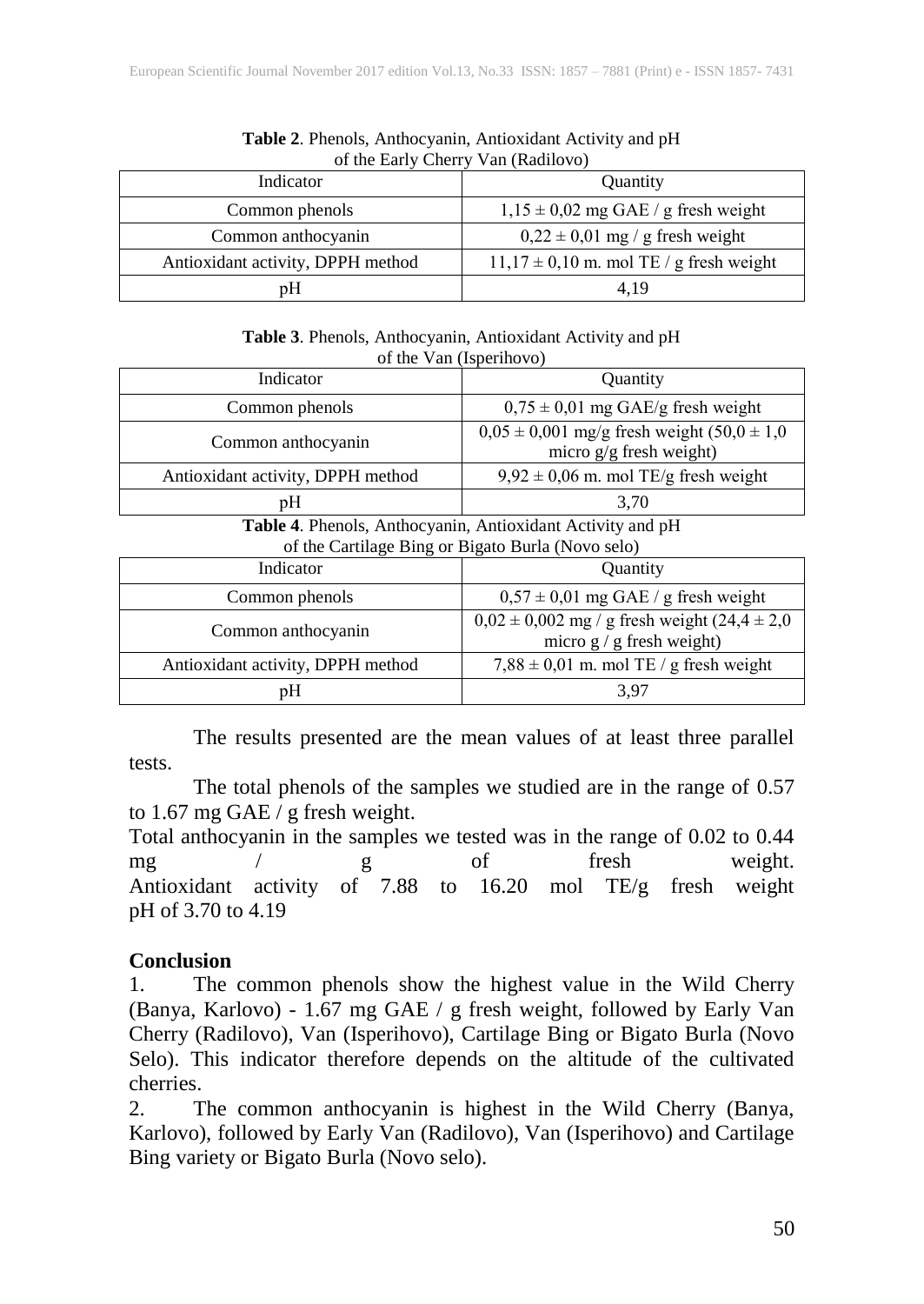**Table 2**. Phenols, Anthocyanin, Antioxidant Activity and pH of the Early Cherry Van (Radilovo)

| Indicator | Quantity |
|---|---|
| Common phenols | 1,15 ± 0,02 mg GAE / g fresh weight |
| Common anthocyanin | 0,22 ± 0,01 mg / g fresh weight |
| Antioxidant activity, DPPH method | 11,17 ± 0,10 m. mol TE / g fresh weight |
| pH | 4,19 |

**Table 3**. Phenols, Anthocyanin, Antioxidant Activity and pH of the Van (Isperihovo)

| Indicator | Quantity |
|---|---|
| Common phenols | 0,75 ± 0,01 mg GAE/g fresh weight |
| Common anthocyanin | 0,05 ± 0,001 mg/g fresh weight (50,0 ± 1,0 micro g/g fresh weight) |
| Antioxidant activity, DPPH method | 9,92 ± 0,06 m. mol TE/g fresh weight |
| pH | 3,70 |

**Table 4**. Phenols, Anthocyanin, Antioxidant Activity and pH of the Cartilage Bing or Bigato Burla (Novo selo)

| Indicator | Quantity |
|---|---|
| Common phenols | 0,57 ± 0,01 mg GAE / g fresh weight |
| Common anthocyanin | 0,02 ± 0,002 mg / g fresh weight (24,4 ± 2,0 micro g / g fresh weight) |
| Antioxidant activity, DPPH method | 7,88 ± 0,01 m. mol TE / g fresh weight |
| pH | 3,97 |

The results presented are the mean values of at least three parallel tests.

The total phenols of the samples we studied are in the range of 0.57 to 1.67 mg GAE / g fresh weight.

Total anthocyanin in the samples we tested was in the range of 0.02 to 0.44 mg / g of fresh weight.
Antioxidant activity of 7.88 to 16.20 mol TE/g fresh weight
pH of 3.70 to 4.19

## Conclusion

1. The common phenols show the highest value in the Wild Cherry (Banya, Karlovo) - 1.67 mg GAE / g fresh weight, followed by Early Van Cherry (Radilovo), Van (Isperihovo), Cartilage Bing or Bigato Burla (Novo Selo). This indicator therefore depends on the altitude of the cultivated cherries.
2. The common anthocyanin is highest in the Wild Cherry (Banya, Karlovo), followed by Early Van (Radilovo), Van (Isperihovo) and Cartilage Bing variety or Bigato Burla (Novo selo).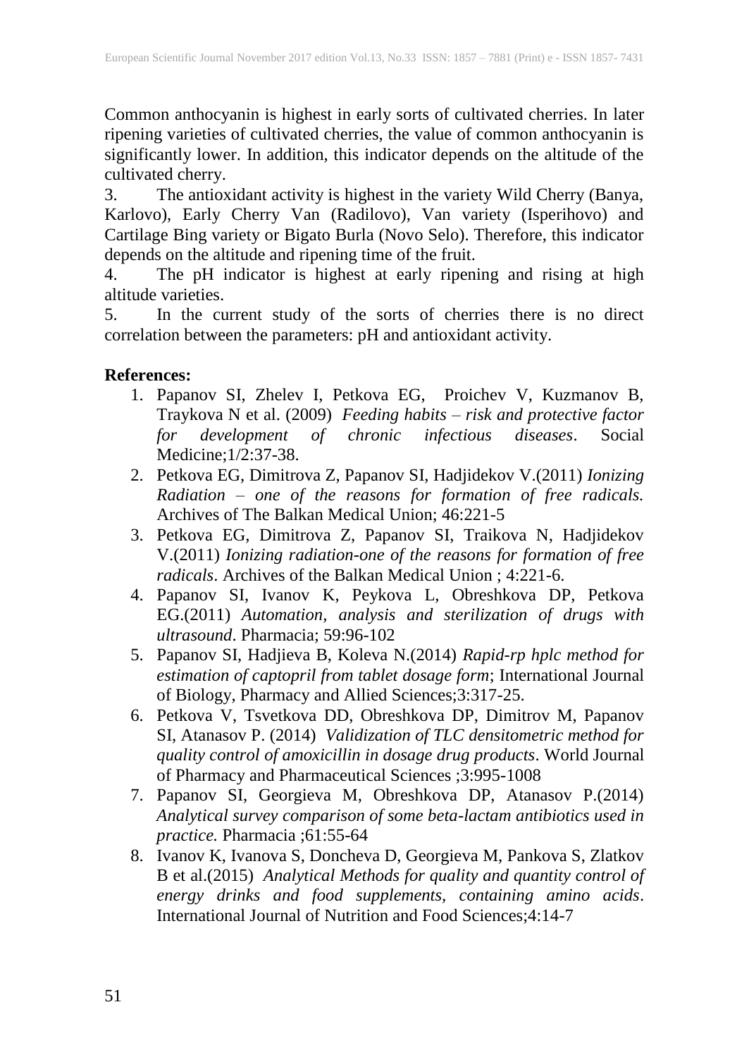Common anthocyanin is highest in early sorts of cultivated cherries. In later ripening varieties of cultivated cherries, the value of common anthocyanin is significantly lower. In addition, this indicator depends on the altitude of the cultivated cherry.

3. The antioxidant activity is highest in the variety Wild Cherry (Banya, Karlovo), Early Cherry Van (Radilovo), Van variety (Isperihovo) and Cartilage Bing variety or Bigato Burla (Novo Selo). Therefore, this indicator depends on the altitude and ripening time of the fruit.
4. The pH indicator is highest at early ripening and rising at high altitude varieties.
5. In the current study of the sorts of cherries there is no direct correlation between the parameters: pH and antioxidant activity.

**References:**

1. Papanov SI, Zhelev I, Petkova EG, Proichev V, Kuzmanov B, Traykova N et al. (2009) *Feeding habits – risk and protective factor for development of chronic infectious diseases*. Social Medicine;1/2:37-38.
2. Petkova EG, Dimitrova Z, Papanov SI, Hadjidekov V.(2011) *Ionizing Radiation – one of the reasons for formation of free radicals.* Archives of The Balkan Medical Union; 46:221-5
3. Petkova EG, Dimitrova Z, Papanov SI, Traikova N, Hadjidekov V.(2011) *Ionizing radiation-one of the reasons for formation of free radicals*. Archives of the Balkan Medical Union ; 4:221-6.
4. Papanov SI, Ivanov K, Peykova L, Obreshkova DP, Petkova EG.(2011) *Automation, analysis and sterilization of drugs with ultrasound*. Pharmacia; 59:96-102
5. Papanov SI, Hadjieva B, Koleva N.(2014) *Rapid-rp hplc method for estimation of captopril from tablet dosage form*; International Journal of Biology, Pharmacy and Allied Sciences;3:317-25.
6. Petkova V, Tsvetkova DD, Obreshkova DP, Dimitrov M, Papanov SI, Atanasov P. (2014) *Validization of TLC densitometric method for quality control of amoxicillin in dosage drug products*. World Journal of Pharmacy and Pharmaceutical Sciences ;3:995-1008
7. Papanov SI, Georgieva M, Obreshkova DP, Atanasov P.(2014) *Analytical survey comparison of some beta-lactam antibiotics used in practice.* Pharmacia ;61:55-64
8. Ivanov K, Ivanova S, Doncheva D, Georgieva M, Pankova S, Zlatkov B et al.(2015) *Analytical Methods for quality and quantity control of energy drinks and food supplements, containing amino acids*. International Journal of Nutrition and Food Sciences;4:14-7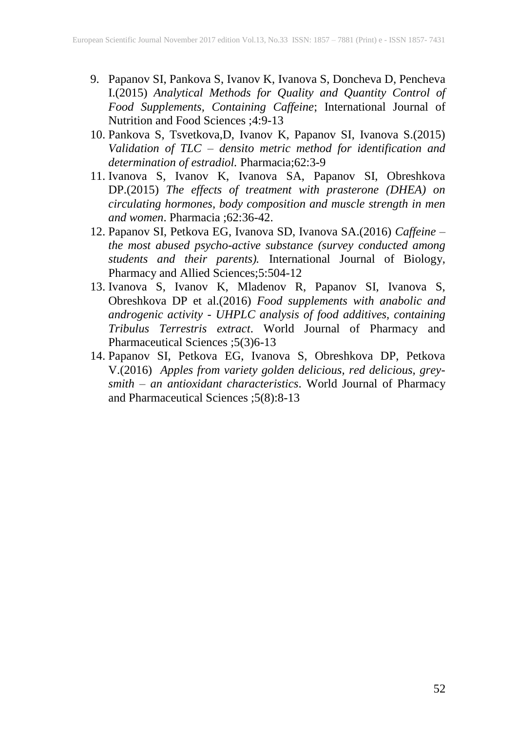9. Papanov SI, Pankova S, Ivanov K, Ivanova S, Doncheva D, Pencheva I.(2015) *Analytical Methods for Quality and Quantity Control of Food Supplements, Containing Caffeine*; International Journal of Nutrition and Food Sciences ;4:9-13
10. Pankova S, Tsvetkova,D, Ivanov K, Papanov SI, Ivanova S.(2015) *Validation of TLC – densito metric method for identification and determination of estradiol.* Pharmacia;62:3-9
11. Ivanova S, Ivanov K, Ivanova SA, Papanov SI, Obreshkova DP.(2015) *The effects of treatment with prasterone (DHEA) on circulating hormones, body composition and muscle strength in men and women*. Pharmacia ;62:36-42.
12. Papanov SI, Petkova EG, Ivanova SD, Ivanova SA.(2016) *Caffeine – the most abused psycho-active substance (survey conducted among students and their parents).* International Journal of Biology, Pharmacy and Allied Sciences;5:504-12
13. Ivanova S, Ivanov K, Mladenov R, Papanov SI, Ivanova S, Obreshkova DP et al.(2016) *Food supplements with anabolic and androgenic activity - UHPLC analysis of food additives, containing Tribulus Terrestris extract*. World Journal of Pharmacy and Pharmaceutical Sciences ;5(3)6-13
14. Papanov SI, Petkova EG, Ivanova S, Obreshkova DP, Petkova V.(2016) *Apples from variety golden delicious, red delicious, grey-smith – an antioxidant characteristics*. World Journal of Pharmacy and Pharmaceutical Sciences ;5(8):8-13